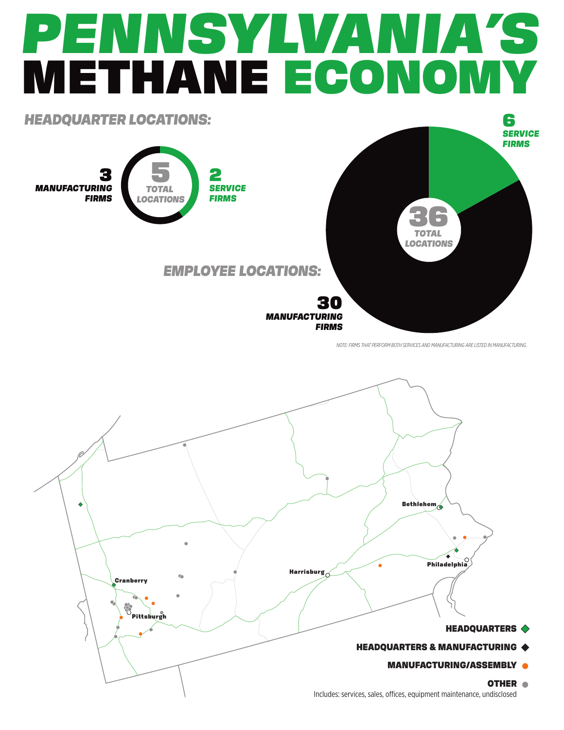# PENNSYLVANIA'S METHANE ECONOMY

## HEADQUARTER LOCATIONS:

**5** TOTAL LOCATIONS

**3** MANUFACTURING FIRMS

**2** SERVICE FIRMS

## EMPLOYEE LOCATIONS:

**36** TOTAL LOCATIONS

**6** SERVICE FIRMS

**30** MANUFACTURING FIRMS

NOTE: FIRMS THAT PERFORM BOTH SERVICES AND MANUFACTURING ARE LISTED IN MANUFACTURING.

Bethlehem

Harrisburg

Philadelphia

Cranberry

Pittsburgh

**HEADQUARTERS**

**HEADQUARTERS & MANUFACTURING**

**MANUFACTURING/ASSEMBLY**

**OTHER**

Includes: services, sales, offices, equipment maintenance, undisclosed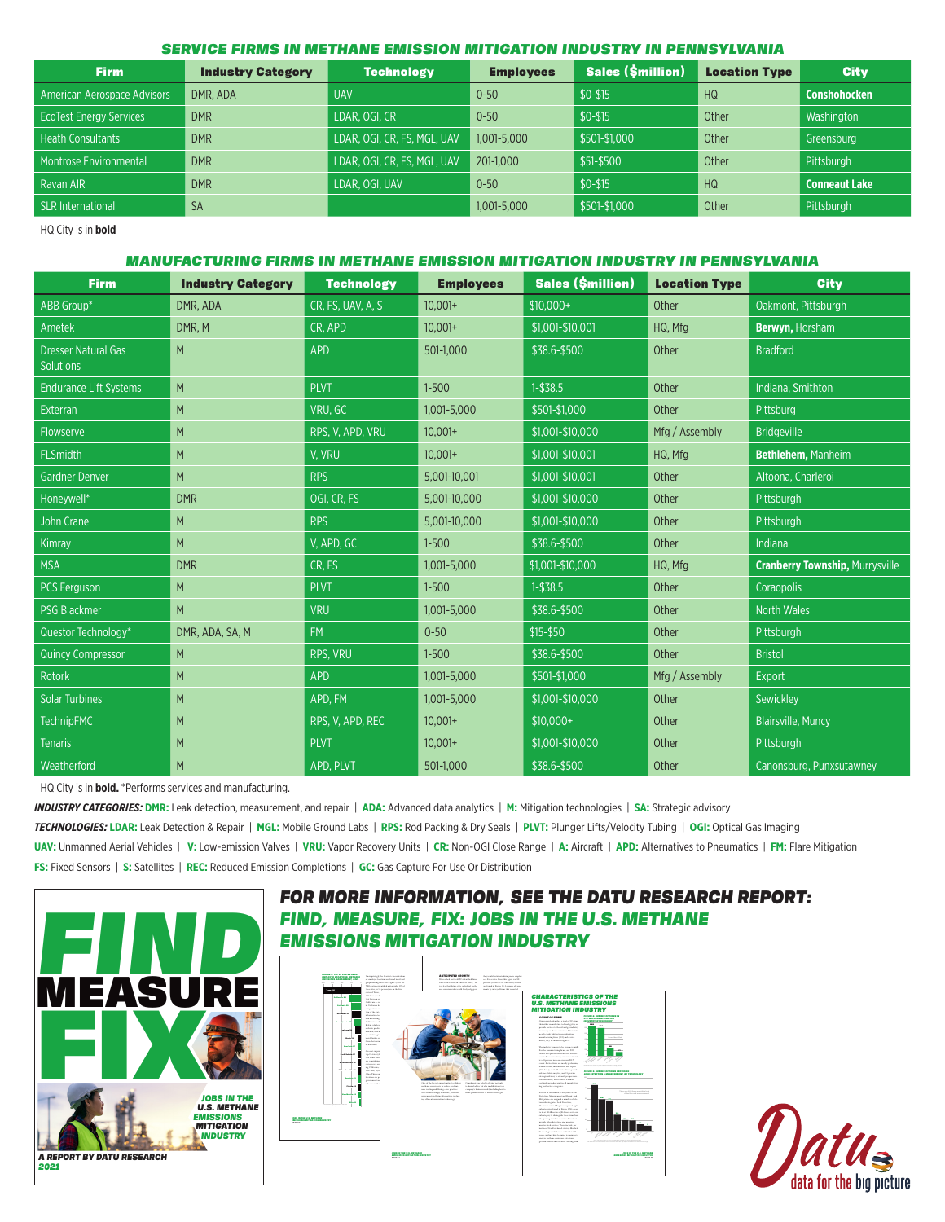## SERVICE FIRMS IN METHANE EMISSION MITIGATION INDUSTRY IN PENNSYLVANIA

| Firm | Industry Category | Technology | Employees | Sales ($million) | Location Type | City |
|---|---|---|---|---|---|---|
| American Aerospace Advisors | DMR, ADA | UAV | 0-50 | $0-$15 | HQ | **Conshohocken** |
| EcoTest Energy Services | DMR | LDAR, OGI, CR | 0-50 | $0-$15 | Other | Washington |
| Heath Consultants | DMR | LDAR, OGI, CR, FS, MGL, UAV | 1,001-5,000 | $501-$1,000 | Other | Greensburg |
| Montrose Environmental | DMR | LDAR, OGI, CR, FS, MGL, UAV | 201-1,000 | $51-$500 | Other | Pittsburgh |
| Ravan AIR | DMR | LDAR, OGI, UAV | 0-50 | $0-$15 | HQ | **Conneaut Lake** |
| SLR International | SA | | 1,001-5,000 | $501-$1,000 | Other | Pittsburgh |

HQ City is in **bold**

## MANUFACTURING FIRMS IN METHANE EMISSION MITIGATION INDUSTRY IN PENNSYLVANIA

| Firm | Industry Category | Technology | Employees | Sales ($million) | Location Type | City |
|---|---|---|---|---|---|---|
| ABB Group* | DMR, ADA | CR, FS, UAV, A, S | 10,001+ | $10,000+ | Other | Oakmont, Pittsburgh |
| Ametek | DMR, M | CR, APD | 10,001+ | $1,001-$10,001 | HQ, Mfg | **Berwyn,** Horsham |
| Dresser Natural Gas Solutions | M | APD | 501-1,000 | $38.6-$500 | Other | Bradford |
| Endurance Lift Systems | M | PLVT | 1-500 | 1-$38.5 | Other | Indiana, Smithton |
| Exterran | M | VRU, GC | 1,001-5,000 | $501-$1,000 | Other | Pittsburg |
| Flowserve | M | RPS, V, APD, VRU | 10,001+ | $1,001-$10,000 | Mfg / Assembly | Bridgeville |
| FLSmidth | M | V, VRU | 10,001+ | $1,001-$10,001 | HQ, Mfg | **Bethlehem,** Manheim |
| Gardner Denver | M | RPS | 5,001-10,001 | $1,001-$10,001 | Other | Altoona, Charleroi |
| Honeywell* | DMR | OGI, CR, FS | 5,001-10,000 | $1,001-$10,000 | Other | Pittsburgh |
| John Crane | M | RPS | 5,001-10,000 | $1,001-$10,000 | Other | Pittsburgh |
| Kimray | M | V, APD, GC | 1-500 | $38.6-$500 | Other | Indiana |
| MSA | DMR | CR, FS | 1,001-5,000 | $1,001-$10,000 | HQ, Mfg | **Cranberry Township,** Murrysville |
| PCS Ferguson | M | PLVT | 1-500 | 1-$38.5 | Other | Coraopolis |
| PSG Blackmer | M | VRU | 1,001-5,000 | $38.6-$500 | Other | North Wales |
| Questor Technology* | DMR, ADA, SA, M | FM | 0-50 | $15-$50 | Other | Pittsburgh |
| Quincy Compressor | M | RPS, VRU | 1-500 | $38.6-$500 | Other | Bristol |
| Rotork | M | APD | 1,001-5,000 | $501-$1,000 | Mfg / Assembly | Export |
| Solar Turbines | M | APD, FM | 1,001-5,000 | $1,001-$10,000 | Other | Sewickley |
| TechnipFMC | M | RPS, V, APD, REC | 10,001+ | $10,000+ | Other | Blairsville, Muncy |
| Tenaris | M | PLVT | 10,001+ | $1,001-$10,000 | Other | Pittsburgh |
| Weatherford | M | APD, PLVT | 501-1,000 | $38.6-$500 | Other | Canonsburg, Punxsutawney |

HQ City is in **bold.** *Performs services and manufacturing.

***INDUSTRY CATEGORIES:*** **DMR:** Leak detection, measurement, and repair | **ADA:** Advanced data analytics | **M:** Mitigation technologies | **SA:** Strategic advisory

***TECHNOLOGIES:*** **LDAR:** Leak Detection & Repair | **MGL:** Mobile Ground Labs | **RPS:** Rod Packing & Dry Seals | **PLVT:** Plunger Lifts/Velocity Tubing | **OGI:** Optical Gas Imaging | **UAV:** Unmanned Aerial Vehicles | **V:** Low-emission Valves | **VRU:** Vapor Recovery Units | **CR:** Non-OGI Close Range | **A:** Aircraft | **APD:** Alternatives to Pneumatics | **FM:** Flare Mitigation | **FS:** Fixed Sensors | **S:** Satellites | **REC:** Reduced Emission Completions | **GC:** Gas Capture For Use Or Distribution

FIND MEASURE FIX

JOBS IN THE U.S. METHANE EMISSIONS MITIGATION INDUSTRY

A REPORT BY DATU RESEARCH 2021

### *FOR MORE INFORMATION, SEE THE DATU RESEARCH REPORT: FIND, MEASURE, FIX: JOBS IN THE U.S. METHANE EMISSIONS MITIGATION INDUSTRY*

Datu

data for the big picture